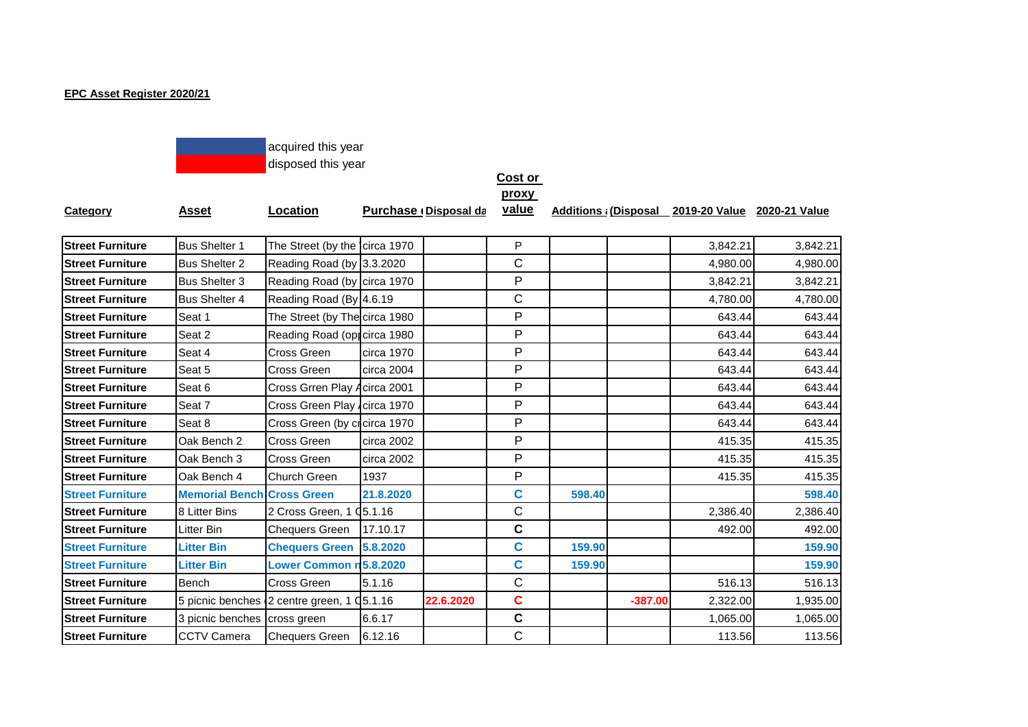**EPC Asset Register 2020/21**

acquired this year
disposed this year

| Category | Asset | Location | Purchase ( | Disposal da | Cost or proxy value | Additions ( | (Disposal | 2019-20 Value | 2020-21 Value |
|---|---|---|---|---|---|---|---|---|---|
| **Street Furniture** | Bus Shelter 1 | The Street (by the | circa 1970 | | P | | | 3,842.21 | 3,842.21 |
| **Street Furniture** | Bus Shelter 2 | Reading Road (by | 3.3.2020 | | C | | | 4,980.00 | 4,980.00 |
| **Street Furniture** | Bus Shelter 3 | Reading Road (by | circa 1970 | | P | | | 3,842.21 | 3,842.21 |
| **Street Furniture** | Bus Shelter 4 | Reading Road (By | 4.6.19 | | C | | | 4,780.00 | 4,780.00 |
| **Street Furniture** | Seat 1 | The Street (by The | circa 1980 | | P | | | 643.44 | 643.44 |
| **Street Furniture** | Seat 2 | Reading Road (op | circa 1980 | | P | | | 643.44 | 643.44 |
| **Street Furniture** | Seat 4 | Cross Green | circa 1970 | | P | | | 643.44 | 643.44 |
| **Street Furniture** | Seat 5 | Cross Green | circa 2004 | | P | | | 643.44 | 643.44 |
| **Street Furniture** | Seat 6 | Cross Grren Play A | circa 2001 | | P | | | 643.44 | 643.44 |
| **Street Furniture** | Seat 7 | Cross Green Play | circa 1970 | | P | | | 643.44 | 643.44 |
| **Street Furniture** | Seat 8 | Cross Green (by c | circa 1970 | | P | | | 643.44 | 643.44 |
| **Street Furniture** | Oak Bench 2 | Cross Green | circa 2002 | | P | | | 415.35 | 415.35 |
| **Street Furniture** | Oak Bench 3 | Cross Green | circa 2002 | | P | | | 415.35 | 415.35 |
| **Street Furniture** | Oak Bench 4 | Church Green | 1937 | | P | | | 415.35 | 415.35 |
| **Street Furniture** | **Memorial Bench** | **Cross Green** | **21.8.2020** | | **C** | **598.40** | | | **598.40** |
| **Street Furniture** | 8 Litter Bins | 2 Cross Green, 1 C | 5.1.16 | | C | | | 2,386.40 | 2,386.40 |
| **Street Furniture** | Litter Bin | Chequers Green | 17.10.17 | | **C** | | | 492.00 | 492.00 |
| **Street Furniture** | **Litter Bin** | **Chequers Green** | **5.8.2020** | | **C** | **159.90** | | | **159.90** |
| **Street Furniture** | **Litter Bin** | **Lower Common r** | **5.8.2020** | | **C** | **159.90** | | | **159.90** |
| **Street Furniture** | Bench | Cross Green | 5.1.16 | | C | | | 516.13 | 516.13 |
| **Street Furniture** | 5 picnic benches | 2 centre green, 1 C | 5.1.16 | **22.6.2020** | **C** | | **-387.00** | 2,322.00 | 1,935.00 |
| **Street Furniture** | 3 picnic benches | cross green | 6.6.17 | | **C** | | | 1,065.00 | 1,065.00 |
| **Street Furniture** | CCTV Camera | Chequers Green | 6.12.16 | | C | | | 113.56 | 113.56 |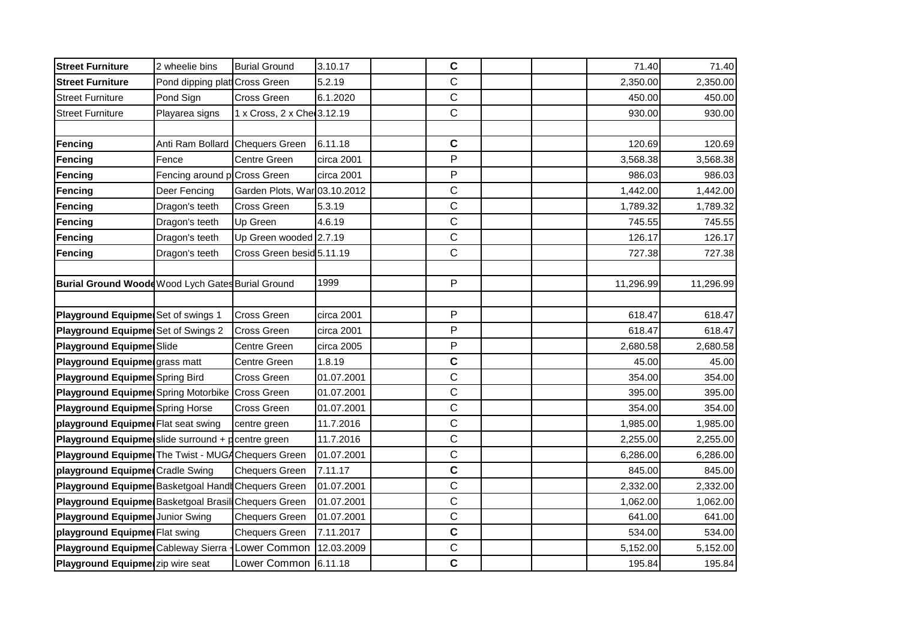| | | | | | | | | | |
|---|---|---|---|---|---|---|---|---|---|
| **Street Furniture** | 2 wheelie bins | Burial Ground | 3.10.17 | | **C** | | | 71.40 | 71.40 |
| **Street Furniture** | Pond dipping platf | Cross Green | 5.2.19 | | C | | | 2,350.00 | 2,350.00 |
| Street Furniture | Pond Sign | Cross Green | 6.1.2020 | | C | | | 450.00 | 450.00 |
| Street Furniture | Playarea signs | 1 x Cross, 2 x Che | 3.12.19 | | C | | | 930.00 | 930.00 |
| | | | | | | | | | |
| **Fencing** | Anti Ram Bollard | Chequers Green | 6.11.18 | | **C** | | | 120.69 | 120.69 |
| **Fencing** | Fence | Centre Green | circa 2001 | | P | | | 3,568.38 | 3,568.38 |
| **Fencing** | Fencing around p | Cross Green | circa 2001 | | P | | | 986.03 | 986.03 |
| **Fencing** | Deer Fencing | Garden Plots, War | 03.10.2012 | | C | | | 1,442.00 | 1,442.00 |
| **Fencing** | Dragon's teeth | Cross Green | 5.3.19 | | C | | | 1,789.32 | 1,789.32 |
| **Fencing** | Dragon's teeth | Up Green | 4.6.19 | | C | | | 745.55 | 745.55 |
| **Fencing** | Dragon's teeth | Up Green wooded | 2.7.19 | | C | | | 126.17 | 126.17 |
| **Fencing** | Dragon's teeth | Cross Green besid | 5.11.19 | | C | | | 727.38 | 727.38 |
| | | | | | | | | | |
| **Burial Ground Woode** | Wood Lych Gates | Burial Ground | 1999 | | P | | | 11,296.99 | 11,296.99 |
| | | | | | | | | | |
| **Playground Equipme** | Set of swings 1 | Cross Green | circa 2001 | | P | | | 618.47 | 618.47 |
| **Playground Equipme** | Set of Swings 2 | Cross Green | circa 2001 | | P | | | 618.47 | 618.47 |
| **Playground Equipme** | Slide | Centre Green | circa 2005 | | P | | | 2,680.58 | 2,680.58 |
| **Playground Equipme** | grass matt | Centre Green | 1.8.19 | | **C** | | | 45.00 | 45.00 |
| **Playground Equipme** | Spring Bird | Cross Green | 01.07.2001 | | C | | | 354.00 | 354.00 |
| **Playground Equipme** | Spring Motorbike | Cross Green | 01.07.2001 | | C | | | 395.00 | 395.00 |
| **Playground Equipme** | Spring Horse | Cross Green | 01.07.2001 | | C | | | 354.00 | 354.00 |
| **playground Equipme** | Flat seat swing | centre green | 11.7.2016 | | C | | | 1,985.00 | 1,985.00 |
| **Playground Equipme** | slide surround + p | centre green | 11.7.2016 | | C | | | 2,255.00 | 2,255.00 |
| **Playground Equipme** | The Twist - MUGA | Chequers Green | 01.07.2001 | | C | | | 6,286.00 | 6,286.00 |
| **playground Equipme** | Cradle Swing | Chequers Green | 7.11.17 | | **C** | | | 845.00 | 845.00 |
| **Playground Equipme** | Basketgoal Handb | Chequers Green | 01.07.2001 | | C | | | 2,332.00 | 2,332.00 |
| **Playground Equipme** | Basketgoal Brasil | Chequers Green | 01.07.2001 | | C | | | 1,062.00 | 1,062.00 |
| **Playground Equipme** | Junior Swing | Chequers Green | 01.07.2001 | | C | | | 641.00 | 641.00 |
| **playground Equipme** | Flat swing | Chequers Green | 7.11.2017 | | **C** | | | 534.00 | 534.00 |
| **Playground Equipme** | Cableway Sierra - | Lower Common | 12.03.2009 | | C | | | 5,152.00 | 5,152.00 |
| **Playground Equipme** | zip wire seat | Lower Common | 6.11.18 | | **C** | | | 195.84 | 195.84 |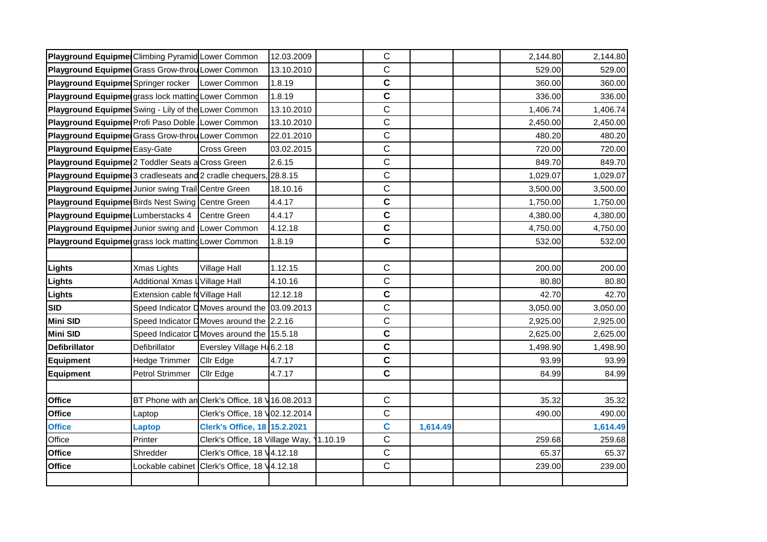| | | | | | | | | | |
|---|---|---|---|---|---|---|---|---|---|
| **Playground Equipme** | Climbing Pyramid | Lower Common | 12.03.2009 | | C | | | 2,144.80 | 2,144.80 |
| **Playground Equipme** | Grass Grow-throu | Lower Common | 13.10.2010 | | C | | | 529.00 | 529.00 |
| **Playground Equipme** | Springer rocker | Lower Common | 1.8.19 | | **C** | | | 360.00 | 360.00 |
| **Playground Equipme** | grass lock matting | Lower Common | 1.8.19 | | **C** | | | 336.00 | 336.00 |
| **Playground Equipme** | Swing - Lily of the | Lower Common | 13.10.2010 | | C | | | 1,406.74 | 1,406.74 |
| **Playground Equipme** | Profi Paso Doble | Lower Common | 13.10.2010 | | C | | | 2,450.00 | 2,450.00 |
| **Playground Equipme** | Grass Grow-throu | Lower Common | 22.01.2010 | | C | | | 480.20 | 480.20 |
| **Playground Equipme** | Easy-Gate | Cross Green | 03.02.2015 | | C | | | 720.00 | 720.00 |
| **Playground Equipme** | 2 Toddler Seats a | Cross Green | 2.6.15 | | C | | | 849.70 | 849.70 |
| **Playground Equipme** | 3 cradleseats and | 2 cradle chequers, | 28.8.15 | | C | | | 1,029.07 | 1,029.07 |
| **Playground Equipme** | Junior swing Trail | Centre Green | 18.10.16 | | C | | | 3,500.00 | 3,500.00 |
| **Playground Equipme** | Birds Nest Swing | Centre Green | 4.4.17 | | **C** | | | 1,750.00 | 1,750.00 |
| **Playground Equipme** | Lumberstacks 4 | Centre Green | 4.4.17 | | **C** | | | 4,380.00 | 4,380.00 |
| **Playground Equipme** | Junior swing and | Lower Common | 4.12.18 | | **C** | | | 4,750.00 | 4,750.00 |
| **Playground Equipme** | grass lock matting | Lower Common | 1.8.19 | | **C** | | | 532.00 | 532.00 |
| | | | | | | | | | |
| **Lights** | Xmas Lights | Village Hall | 1.12.15 | | C | | | 200.00 | 200.00 |
| **Lights** | Additional Xmas L | Village Hall | 4.10.16 | | C | | | 80.80 | 80.80 |
| **Lights** | Extension cable fo | Village Hall | 12.12.18 | | **C** | | | 42.70 | 42.70 |
| **SID** | Speed Indicator D | Moves around the | 03.09.2013 | | C | | | 3,050.00 | 3,050.00 |
| **Mini SID** | Speed Indicator D | Moves around the | 2.2.16 | | C | | | 2,925.00 | 2,925.00 |
| **Mini SID** | Speed Indicator D | Moves around the | 15.5.18 | | **C** | | | 2,625.00 | 2,625.00 |
| **Defibrillator** | Defibrillator | Eversley Village Ha | 6.2.18 | | **C** | | | 1,498.90 | 1,498.90 |
| **Equipment** | Hedge Trimmer | Cllr Edge | 4.7.17 | | **C** | | | 93.99 | 93.99 |
| **Equipment** | Petrol Strimmer | Cllr Edge | 4.7.17 | | **C** | | | 84.99 | 84.99 |
| | | | | | | | | | |
| **Office** | BT Phone with an | Clerk's Office, 18 V | 16.08.2013 | | C | | | 35.32 | 35.32 |
| **Office** | Laptop | Clerk's Office, 18 V | 02.12.2014 | | C | | | 490.00 | 490.00 |
| **Office** | **Laptop** | **Clerk's Office, 18** | **15.2.2021** | | **C** | **1,614.49** | | | **1,614.49** |
| Office | Printer | Clerk's Office, 18 Village Way, Y | 1.10.19 | | C | | | 259.68 | 259.68 |
| **Office** | Shredder | Clerk's Office, 18 V | 4.12.18 | | C | | | 65.37 | 65.37 |
| **Office** | Lockable cabinet | Clerk's Office, 18 V | 4.12.18 | | C | | | 239.00 | 239.00 |
| | | | | | | | | | |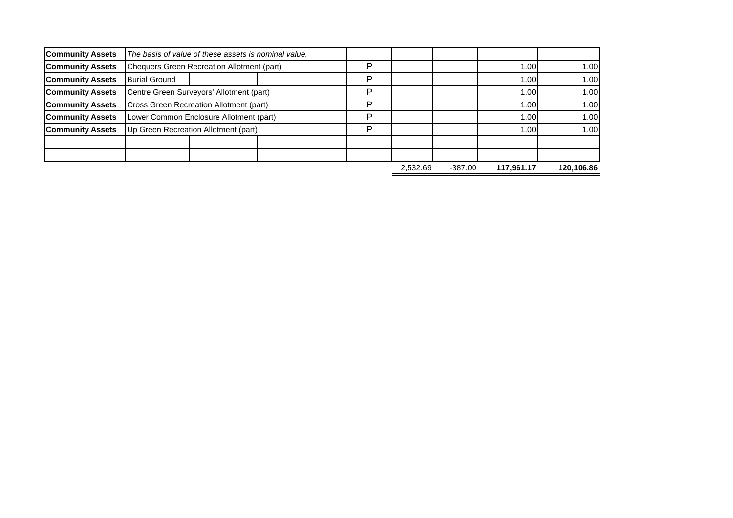| | | | | | | | | | |
|---|---|---|---|---|---|---|---|---|---|
| **Community Assets** | *The basis of value of these assets is nominal value.* | | | | | | | | |
| **Community Assets** | Chequers Green Recreation Allotment (part) | | | | P | | | 1.00 | 1.00 |
| **Community Assets** | Burial Ground | | | | P | | | 1.00 | 1.00 |
| **Community Assets** | Centre Green Surveyors' Allotment (part) | | | | P | | | 1.00 | 1.00 |
| **Community Assets** | Cross Green Recreation Allotment (part) | | | | P | | | 1.00 | 1.00 |
| **Community Assets** | Lower Common Enclosure Allotment (part) | | | | P | | | 1.00 | 1.00 |
| **Community Assets** | Up Green Recreation Allotment (part) | | | | P | | | 1.00 | 1.00 |
| | | | | | | | | | |
| | | | | | | | | | |
| | | | | | | 2,532.69 | -387.00 | **117,961.17** | **120,106.86** |